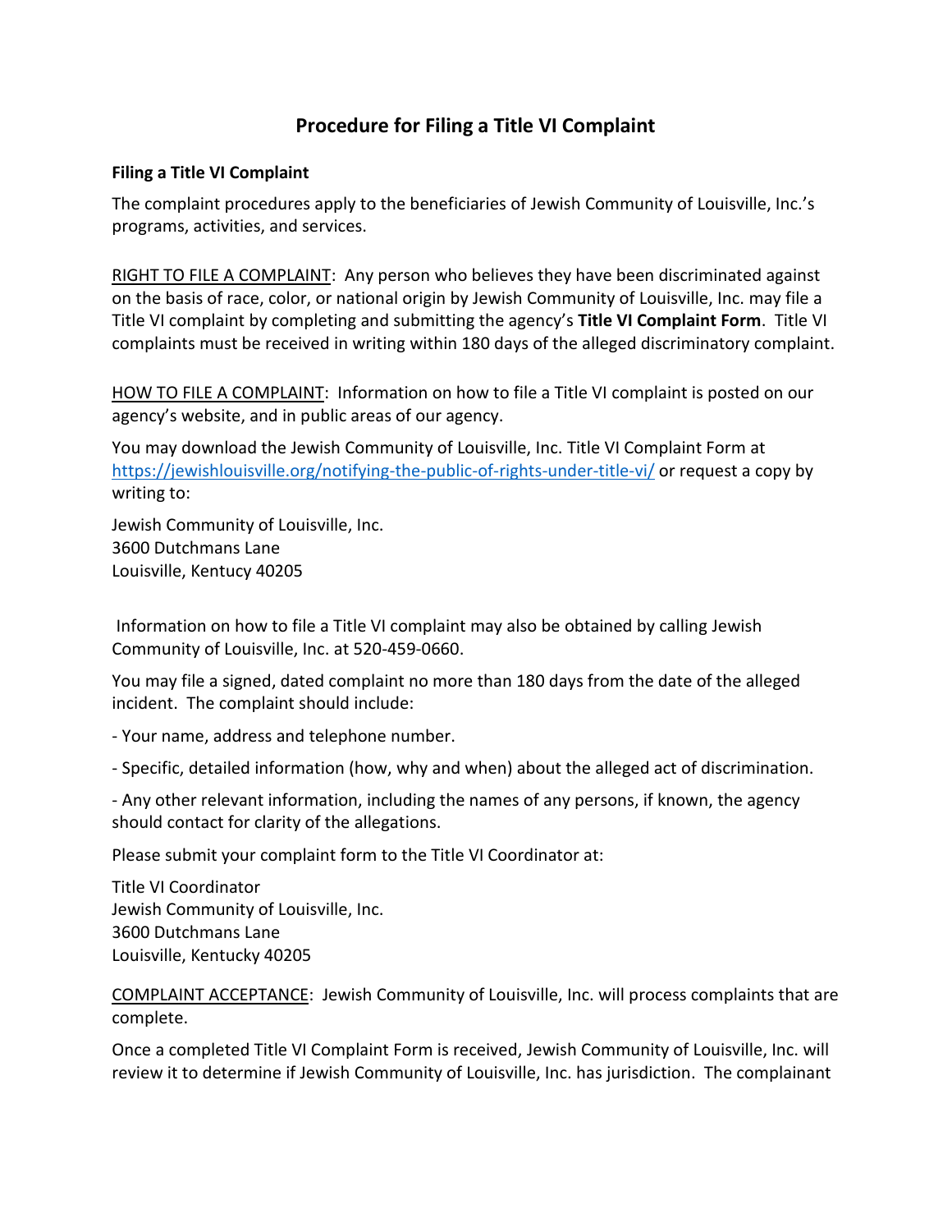# Procedure for Filing a Title VI Complaint

**Filing a Title VI Complaint**

The complaint procedures apply to the beneficiaries of Jewish Community of Louisville, Inc.'s programs, activities, and services.

RIGHT TO FILE A COMPLAINT: Any person who believes they have been discriminated against on the basis of race, color, or national origin by Jewish Community of Louisville, Inc. may file a Title VI complaint by completing and submitting the agency's **Title VI Complaint Form**. Title VI complaints must be received in writing within 180 days of the alleged discriminatory complaint.

HOW TO FILE A COMPLAINT: Information on how to file a Title VI complaint is posted on our agency's website, and in public areas of our agency.

You may download the Jewish Community of Louisville, Inc. Title VI Complaint Form at https://jewishlouisville.org/notifying-the-public-of-rights-under-title-vi/ or request a copy by writing to:

Jewish Community of Louisville, Inc.
3600 Dutchmans Lane
Louisville, Kentucy 40205

Information on how to file a Title VI complaint may also be obtained by calling Jewish Community of Louisville, Inc. at 520-459-0660.

You may file a signed, dated complaint no more than 180 days from the date of the alleged incident. The complaint should include:

- Your name, address and telephone number.

- Specific, detailed information (how, why and when) about the alleged act of discrimination.

- Any other relevant information, including the names of any persons, if known, the agency should contact for clarity of the allegations.

Please submit your complaint form to the Title VI Coordinator at:

Title VI Coordinator
Jewish Community of Louisville, Inc.
3600 Dutchmans Lane
Louisville, Kentucky 40205

COMPLAINT ACCEPTANCE: Jewish Community of Louisville, Inc. will process complaints that are complete.

Once a completed Title VI Complaint Form is received, Jewish Community of Louisville, Inc. will review it to determine if Jewish Community of Louisville, Inc. has jurisdiction. The complainant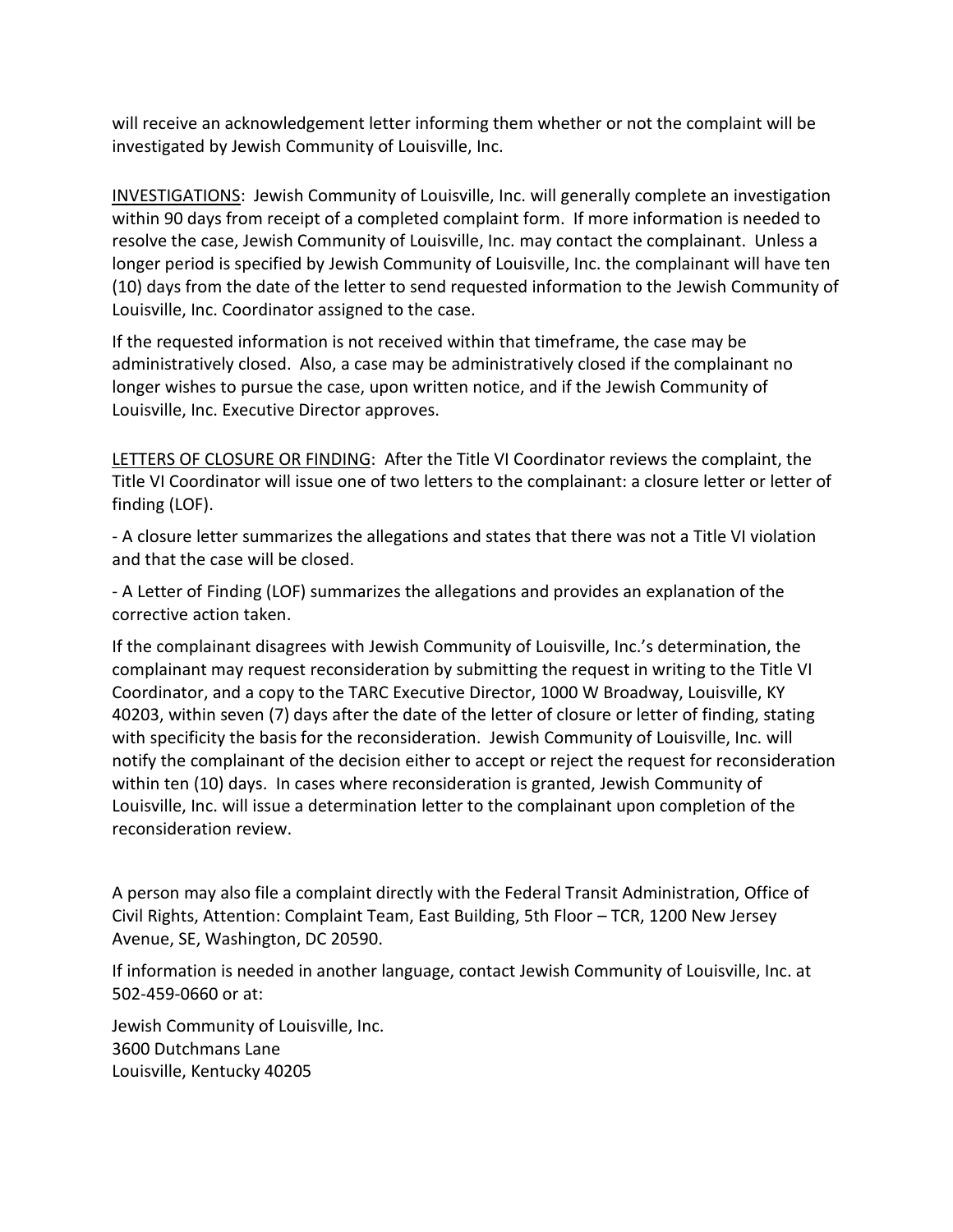will receive an acknowledgement letter informing them whether or not the complaint will be investigated by Jewish Community of Louisville, Inc.

INVESTIGATIONS: Jewish Community of Louisville, Inc. will generally complete an investigation within 90 days from receipt of a completed complaint form. If more information is needed to resolve the case, Jewish Community of Louisville, Inc. may contact the complainant. Unless a longer period is specified by Jewish Community of Louisville, Inc. the complainant will have ten (10) days from the date of the letter to send requested information to the Jewish Community of Louisville, Inc. Coordinator assigned to the case.

If the requested information is not received within that timeframe, the case may be administratively closed. Also, a case may be administratively closed if the complainant no longer wishes to pursue the case, upon written notice, and if the Jewish Community of Louisville, Inc. Executive Director approves.

LETTERS OF CLOSURE OR FINDING: After the Title VI Coordinator reviews the complaint, the Title VI Coordinator will issue one of two letters to the complainant: a closure letter or letter of finding (LOF).

- A closure letter summarizes the allegations and states that there was not a Title VI violation and that the case will be closed.

- A Letter of Finding (LOF) summarizes the allegations and provides an explanation of the corrective action taken.

If the complainant disagrees with Jewish Community of Louisville, Inc.'s determination, the complainant may request reconsideration by submitting the request in writing to the Title VI Coordinator, and a copy to the TARC Executive Director, 1000 W Broadway, Louisville, KY 40203, within seven (7) days after the date of the letter of closure or letter of finding, stating with specificity the basis for the reconsideration. Jewish Community of Louisville, Inc. will notify the complainant of the decision either to accept or reject the request for reconsideration within ten (10) days. In cases where reconsideration is granted, Jewish Community of Louisville, Inc. will issue a determination letter to the complainant upon completion of the reconsideration review.

A person may also file a complaint directly with the Federal Transit Administration, Office of Civil Rights, Attention: Complaint Team, East Building, 5th Floor – TCR, 1200 New Jersey Avenue, SE, Washington, DC 20590.

If information is needed in another language, contact Jewish Community of Louisville, Inc. at 502-459-0660 or at:

Jewish Community of Louisville, Inc.
3600 Dutchmans Lane
Louisville, Kentucky 40205